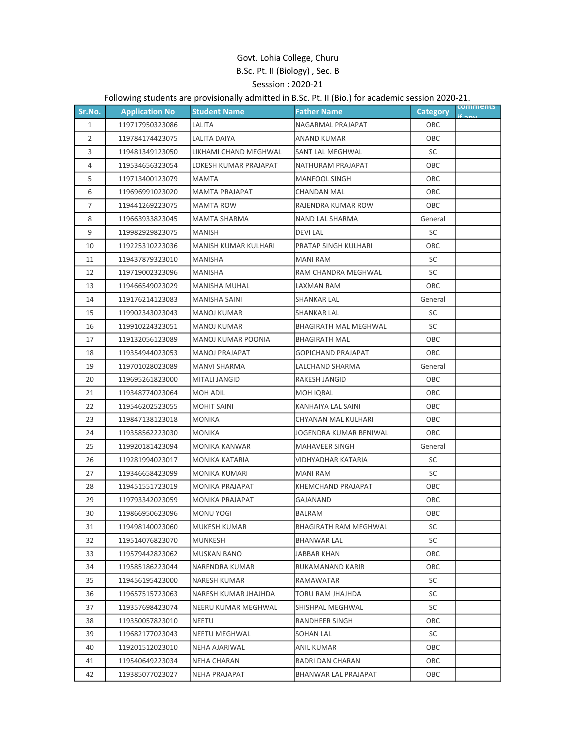Govt. Lohia College, Churu

B.Sc. Pt. II (Biology) , Sec. B

Sesssion : 2020-21

Following students are provisionally admitted in B.Sc. Pt. II (Bio.) for academic session 2020-21.

| Sr.No. | Application No | Student Name | Father Name | Category | comments if any |
|---|---|---|---|---|---|
| 1 | 119717950323086 | LALITA | NAGARMAL PRAJAPAT | OBC | |
| 2 | 119784174423075 | LALITA DAIYA | ANAND KUMAR | OBC | |
| 3 | 119481349123050 | LIKHAMI CHAND MEGHWAL | SANT LAL MEGHWAL | SC | |
| 4 | 119534656323054 | LOKESH KUMAR PRAJAPAT | NATHURAM PRAJAPAT | OBC | |
| 5 | 119713400123079 | MAMTA | MANFOOL SINGH | OBC | |
| 6 | 119696991023020 | MAMTA PRAJAPAT | CHANDAN MAL | OBC | |
| 7 | 119441269223075 | MAMTA ROW | RAJENDRA KUMAR ROW | OBC | |
| 8 | 119663933823045 | MAMTA SHARMA | NAND LAL SHARMA | General | |
| 9 | 119982929823075 | MANISH | DEVI LAL | SC | |
| 10 | 119225310223036 | MANISH KUMAR KULHARI | PRATAP SINGH KULHARI | OBC | |
| 11 | 119437879323010 | MANISHA | MANI RAM | SC | |
| 12 | 119719002323096 | MANISHA | RAM CHANDRA MEGHWAL | SC | |
| 13 | 119466549023029 | MANISHA MUHAL | LAXMAN RAM | OBC | |
| 14 | 119176214123083 | MANISHA SAINI | SHANKAR LAL | General | |
| 15 | 119902343023043 | MANOJ KUMAR | SHANKAR LAL | SC | |
| 16 | 119910224323051 | MANOJ KUMAR | BHAGIRATH MAL MEGHWAL | SC | |
| 17 | 119132056123089 | MANOJ KUMAR POONIA | BHAGIRATH MAL | OBC | |
| 18 | 119354944023053 | MANOJ PRAJAPAT | GOPICHAND PRAJAPAT | OBC | |
| 19 | 119701028023089 | MANVI SHARMA | LALCHAND SHARMA | General | |
| 20 | 119695261823000 | MITALI JANGID | RAKESH JANGID | OBC | |
| 21 | 119348774023064 | MOH ADIL | MOH IQBAL | OBC | |
| 22 | 119546202523055 | MOHIT SAINI | KANHAIYA LAL SAINI | OBC | |
| 23 | 119847138123018 | MONIKA | CHYANAN MAL KULHARI | OBC | |
| 24 | 119358562223030 | MONIKA | JOGENDRA KUMAR BENIWAL | OBC | |
| 25 | 119920181423094 | MONIKA KANWAR | MAHAVEER SINGH | General | |
| 26 | 119281994023017 | MONIKA KATARIA | VIDHYADHAR KATARIA | SC | |
| 27 | 119346658423099 | MONIKA KUMARI | MANI RAM | SC | |
| 28 | 119451551723019 | MONIKA PRAJAPAT | KHEMCHAND PRAJAPAT | OBC | |
| 29 | 119793342023059 | MONIKA PRAJAPAT | GAJANAND | OBC | |
| 30 | 119866950623096 | MONU YOGI | BALRAM | OBC | |
| 31 | 119498140023060 | MUKESH KUMAR | BHAGIRATH RAM MEGHWAL | SC | |
| 32 | 119514076823070 | MUNKESH | BHANWAR LAL | SC | |
| 33 | 119579442823062 | MUSKAN BANO | JABBAR KHAN | OBC | |
| 34 | 119585186223044 | NARENDRA KUMAR | RUKAMANAND KARIR | OBC | |
| 35 | 119456195423000 | NARESH KUMAR | RAMAWATAR | SC | |
| 36 | 119657515723063 | NARESH KUMAR JHAJHDA | TORU RAM JHAJHDA | SC | |
| 37 | 119357698423074 | NEERU KUMAR MEGHWAL | SHISHPAL MEGHWAL | SC | |
| 38 | 119350057823010 | NEETU | RANDHEER SINGH | OBC | |
| 39 | 119682177023043 | NEETU MEGHWAL | SOHAN LAL | SC | |
| 40 | 119201512023010 | NEHA AJARIWAL | ANIL KUMAR | OBC | |
| 41 | 119540649223034 | NEHA CHARAN | BADRI DAN CHARAN | OBC | |
| 42 | 119385077023027 | NEHA PRAJAPAT | BHANWAR LAL PRAJAPAT | OBC | |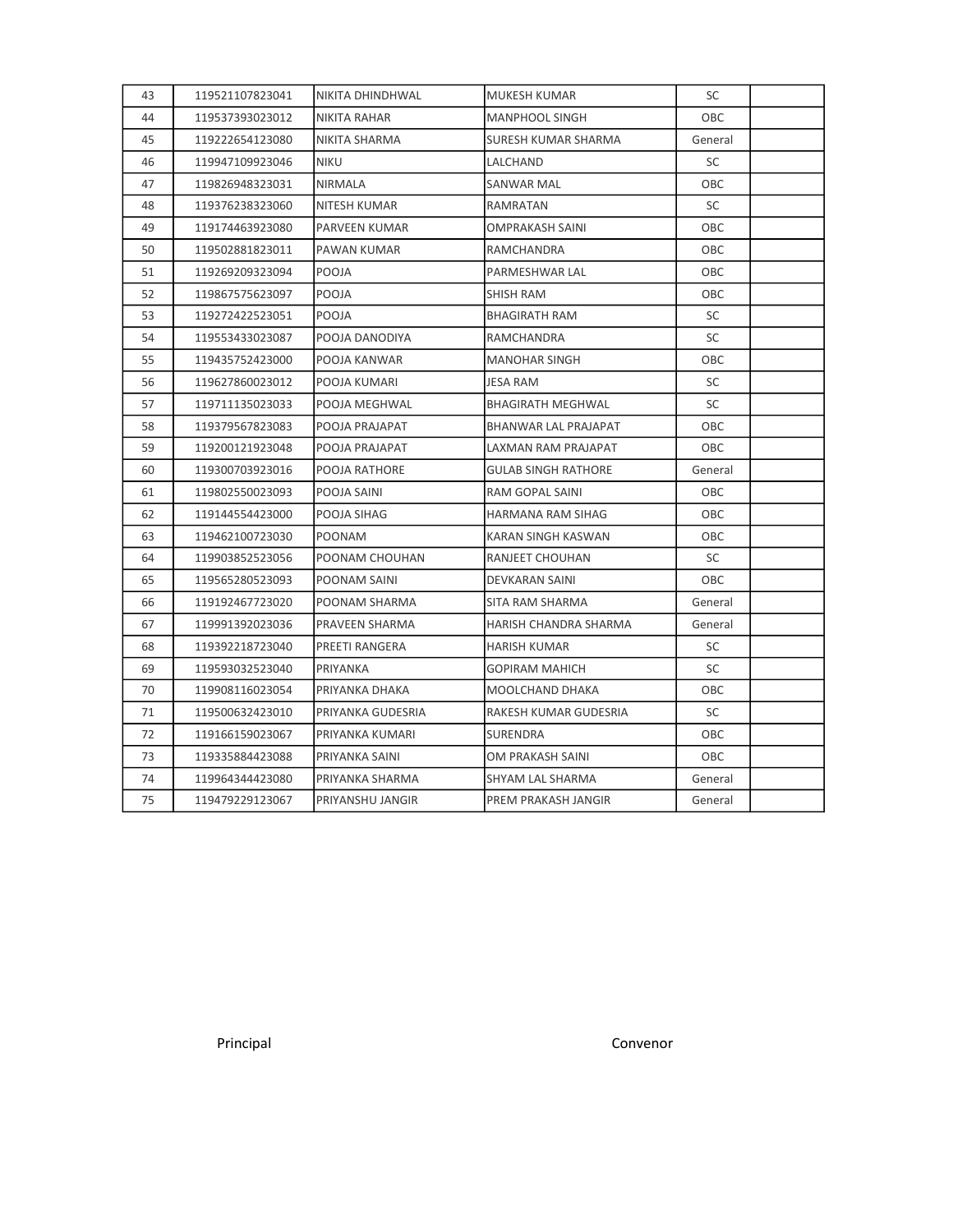| | | | | | |
|---|---|---|---|---|---|
| 43 | 119521107823041 | NIKITA DHINDHWAL | MUKESH KUMAR | SC | |
| 44 | 119537393023012 | NIKITA RAHAR | MANPHOOL SINGH | OBC | |
| 45 | 119222654123080 | NIKITA SHARMA | SURESH KUMAR SHARMA | General | |
| 46 | 119947109923046 | NIKU | LALCHAND | SC | |
| 47 | 119826948323031 | NIRMALA | SANWAR MAL | OBC | |
| 48 | 119376238323060 | NITESH KUMAR | RAMRATAN | SC | |
| 49 | 119174463923080 | PARVEEN KUMAR | OMPRAKASH SAINI | OBC | |
| 50 | 119502881823011 | PAWAN KUMAR | RAMCHANDRA | OBC | |
| 51 | 119269209323094 | POOJA | PARMESHWAR LAL | OBC | |
| 52 | 119867575623097 | POOJA | SHISH RAM | OBC | |
| 53 | 119272422523051 | POOJA | BHAGIRATH RAM | SC | |
| 54 | 119553433023087 | POOJA DANODIYA | RAMCHANDRA | SC | |
| 55 | 119435752423000 | POOJA KANWAR | MANOHAR SINGH | OBC | |
| 56 | 119627860023012 | POOJA KUMARI | JESA RAM | SC | |
| 57 | 119711135023033 | POOJA MEGHWAL | BHAGIRATH MEGHWAL | SC | |
| 58 | 119379567823083 | POOJA PRAJAPAT | BHANWAR LAL PRAJAPAT | OBC | |
| 59 | 119200121923048 | POOJA PRAJAPAT | LAXMAN RAM PRAJAPAT | OBC | |
| 60 | 119300703923016 | POOJA RATHORE | GULAB SINGH RATHORE | General | |
| 61 | 119802550023093 | POOJA SAINI | RAM GOPAL SAINI | OBC | |
| 62 | 119144554423000 | POOJA SIHAG | HARMANA RAM SIHAG | OBC | |
| 63 | 119462100723030 | POONAM | KARAN SINGH KASWAN | OBC | |
| 64 | 119903852523056 | POONAM CHOUHAN | RANJEET CHOUHAN | SC | |
| 65 | 119565280523093 | POONAM SAINI | DEVKARAN SAINI | OBC | |
| 66 | 119192467723020 | POONAM SHARMA | SITA RAM SHARMA | General | |
| 67 | 119991392023036 | PRAVEEN SHARMA | HARISH CHANDRA SHARMA | General | |
| 68 | 119392218723040 | PREETI RANGERA | HARISH KUMAR | SC | |
| 69 | 119593032523040 | PRIYANKA | GOPIRAM MAHICH | SC | |
| 70 | 119908116023054 | PRIYANKA DHAKA | MOOLCHAND DHAKA | OBC | |
| 71 | 119500632423010 | PRIYANKA GUDESRIA | RAKESH KUMAR GUDESRIA | SC | |
| 72 | 119166159023067 | PRIYANKA KUMARI | SURENDRA | OBC | |
| 73 | 119335884423088 | PRIYANKA SAINI | OM PRAKASH SAINI | OBC | |
| 74 | 119964344423080 | PRIYANKA SHARMA | SHYAM LAL SHARMA | General | |
| 75 | 119479229123067 | PRIYANSHU JANGIR | PREM PRAKASH JANGIR | General | |

Principal

Convenor